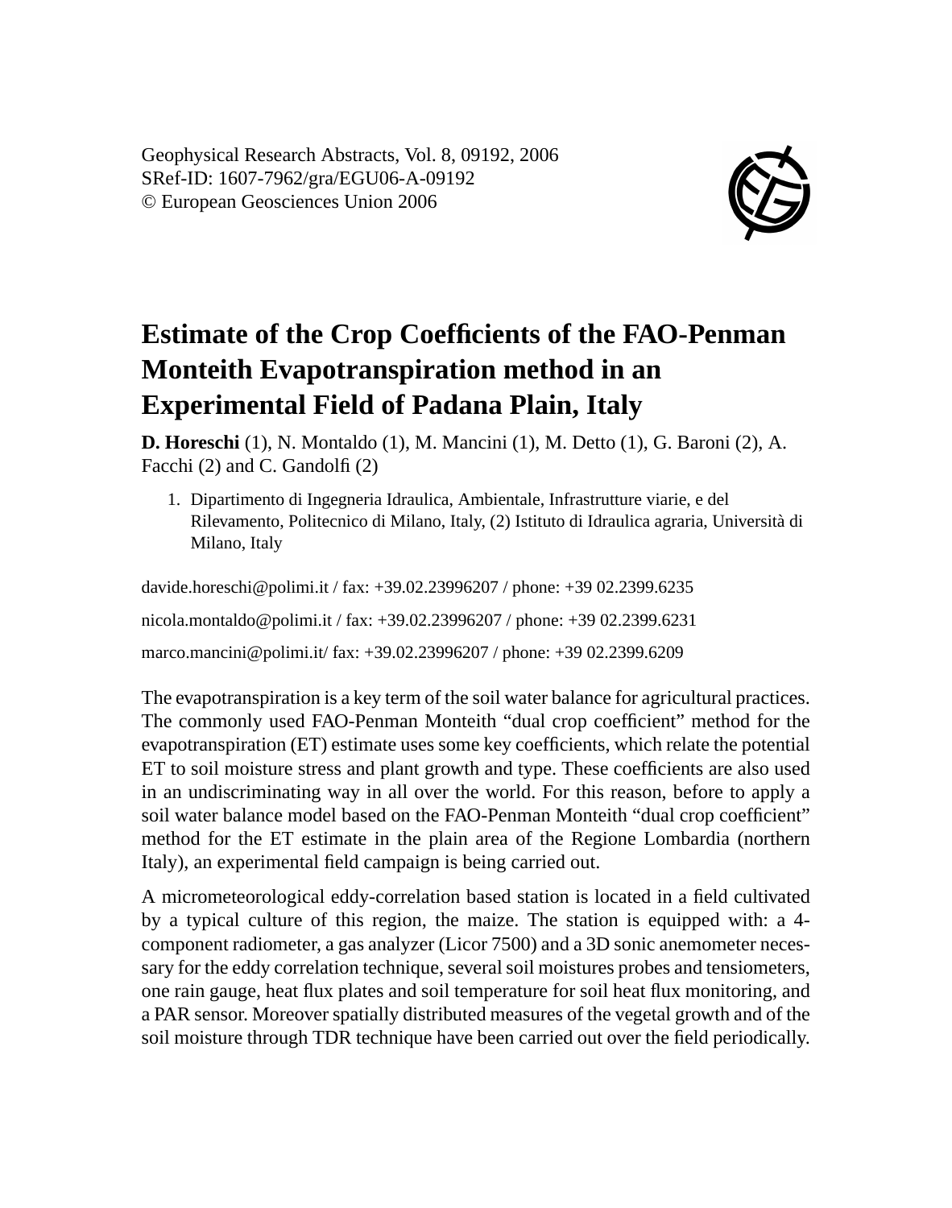Geophysical Research Abstracts, Vol. 8, 09192, 2006
SRef-ID: 1607-7962/gra/EGU06-A-09192
© European Geosciences Union 2006

# Estimate of the Crop Coefficients of the FAO-Penman Monteith Evapotranspiration method in an Experimental Field of Padana Plain, Italy

**D. Horeschi** (1), N. Montaldo (1), M. Mancini (1), M. Detto (1), G. Baroni (2), A. Facchi (2) and C. Gandolfi (2)

1. Dipartimento di Ingegneria Idraulica, Ambientale, Infrastrutture viarie, e del Rilevamento, Politecnico di Milano, Italy, (2) Istituto di Idraulica agraria, Università di Milano, Italy

davide.horeschi@polimi.it / fax: +39.02.23996207 / phone: +39 02.2399.6235

nicola.montaldo@polimi.it / fax: +39.02.23996207 / phone: +39 02.2399.6231

marco.mancini@polimi.it/ fax: +39.02.23996207 / phone: +39 02.2399.6209

The evapotranspiration is a key term of the soil water balance for agricultural practices. The commonly used FAO-Penman Monteith "dual crop coefficient" method for the evapotranspiration (ET) estimate uses some key coefficients, which relate the potential ET to soil moisture stress and plant growth and type. These coefficients are also used in an undiscriminating way in all over the world. For this reason, before to apply a soil water balance model based on the FAO-Penman Monteith "dual crop coefficient" method for the ET estimate in the plain area of the Regione Lombardia (northern Italy), an experimental field campaign is being carried out.

A micrometeorological eddy-correlation based station is located in a field cultivated by a typical culture of this region, the maize. The station is equipped with: a 4-component radiometer, a gas analyzer (Licor 7500) and a 3D sonic anemometer necessary for the eddy correlation technique, several soil moistures probes and tensiometers, one rain gauge, heat flux plates and soil temperature for soil heat flux monitoring, and a PAR sensor. Moreover spatially distributed measures of the vegetal growth and of the soil moisture through TDR technique have been carried out over the field periodically.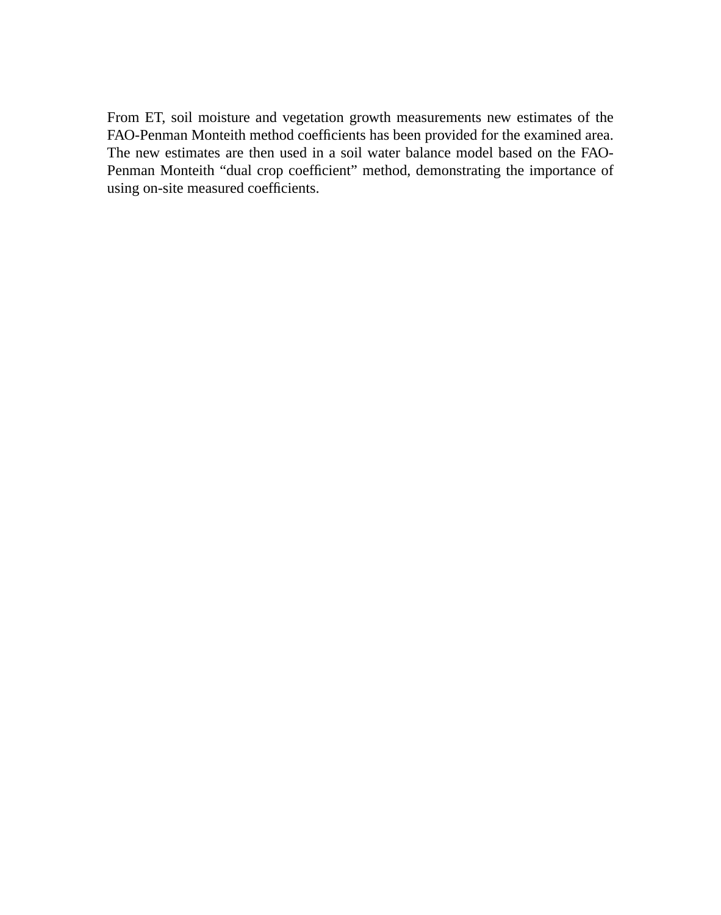From ET, soil moisture and vegetation growth measurements new estimates of the FAO-Penman Monteith method coefficients has been provided for the examined area. The new estimates are then used in a soil water balance model based on the FAO-Penman Monteith "dual crop coefficient" method, demonstrating the importance of using on-site measured coefficients.